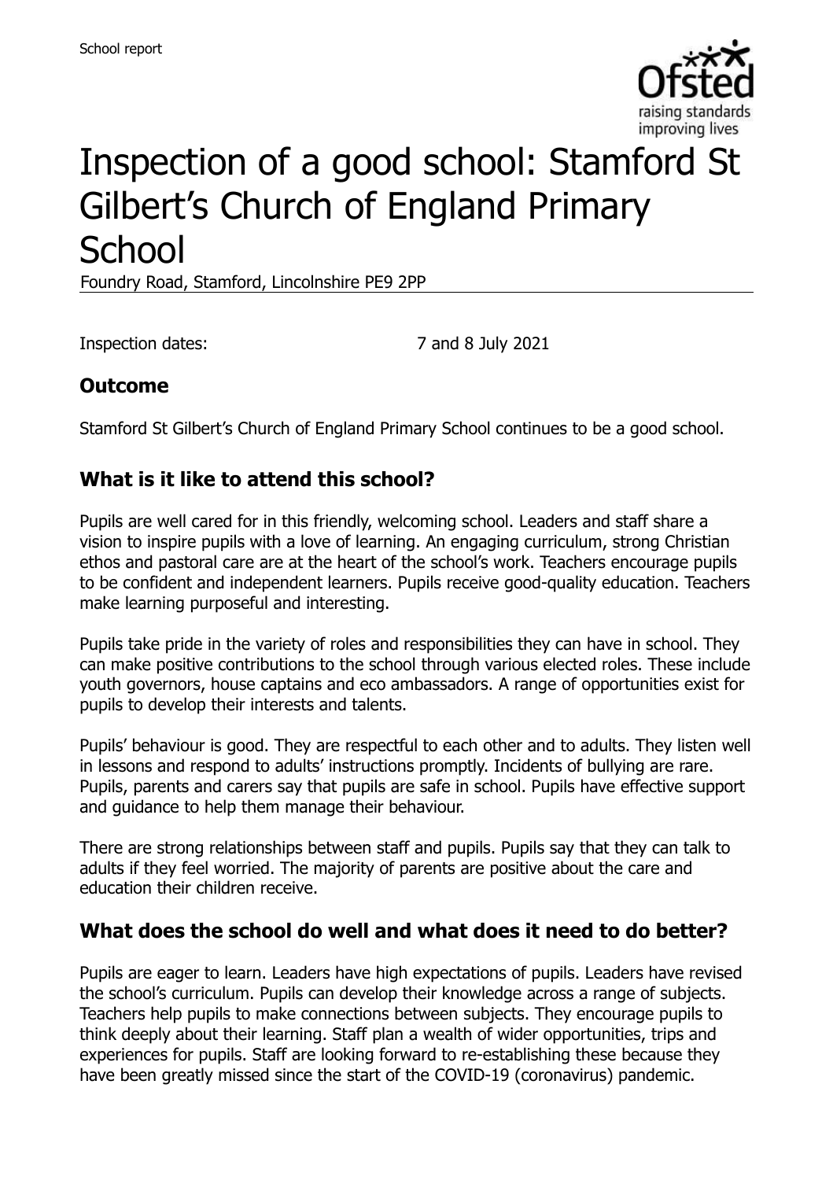School report

# Inspection of a good school: Stamford St Gilbert's Church of England Primary School

Foundry Road, Stamford, Lincolnshire PE9 2PP

Inspection dates: 7 and 8 July 2021

## Outcome

Stamford St Gilbert's Church of England Primary School continues to be a good school.

## What is it like to attend this school?

Pupils are well cared for in this friendly, welcoming school. Leaders and staff share a vision to inspire pupils with a love of learning. An engaging curriculum, strong Christian ethos and pastoral care are at the heart of the school's work. Teachers encourage pupils to be confident and independent learners. Pupils receive good-quality education. Teachers make learning purposeful and interesting.

Pupils take pride in the variety of roles and responsibilities they can have in school. They can make positive contributions to the school through various elected roles. These include youth governors, house captains and eco ambassadors. A range of opportunities exist for pupils to develop their interests and talents.

Pupils' behaviour is good. They are respectful to each other and to adults. They listen well in lessons and respond to adults' instructions promptly. Incidents of bullying are rare. Pupils, parents and carers say that pupils are safe in school. Pupils have effective support and guidance to help them manage their behaviour.

There are strong relationships between staff and pupils. Pupils say that they can talk to adults if they feel worried. The majority of parents are positive about the care and education their children receive.

## What does the school do well and what does it need to do better?

Pupils are eager to learn. Leaders have high expectations of pupils. Leaders have revised the school's curriculum. Pupils can develop their knowledge across a range of subjects. Teachers help pupils to make connections between subjects. They encourage pupils to think deeply about their learning. Staff plan a wealth of wider opportunities, trips and experiences for pupils. Staff are looking forward to re-establishing these because they have been greatly missed since the start of the COVID-19 (coronavirus) pandemic.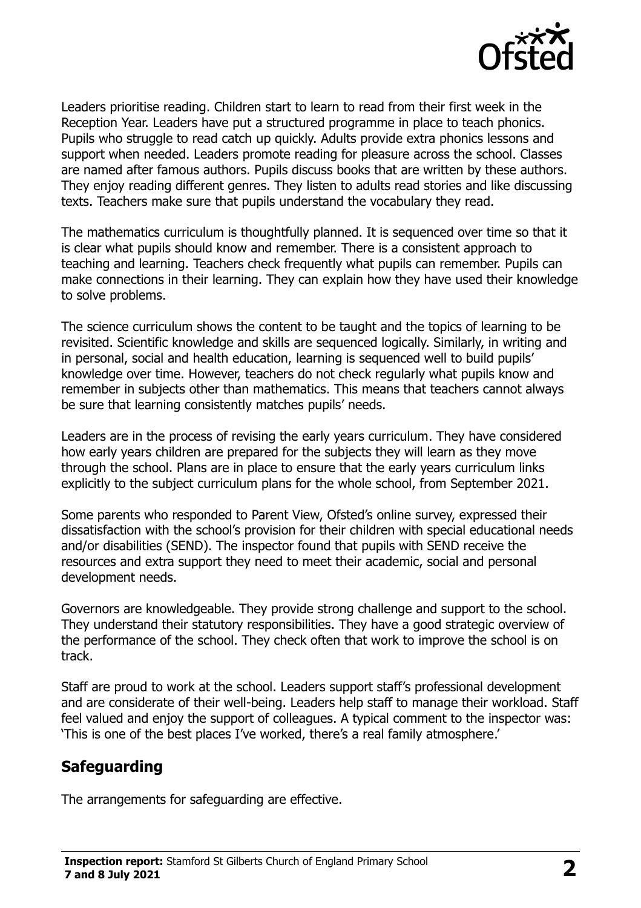Leaders prioritise reading. Children start to learn to read from their first week in the Reception Year. Leaders have put a structured programme in place to teach phonics. Pupils who struggle to read catch up quickly. Adults provide extra phonics lessons and support when needed. Leaders promote reading for pleasure across the school. Classes are named after famous authors. Pupils discuss books that are written by these authors. They enjoy reading different genres. They listen to adults read stories and like discussing texts. Teachers make sure that pupils understand the vocabulary they read.

The mathematics curriculum is thoughtfully planned. It is sequenced over time so that it is clear what pupils should know and remember. There is a consistent approach to teaching and learning. Teachers check frequently what pupils can remember. Pupils can make connections in their learning. They can explain how they have used their knowledge to solve problems.

The science curriculum shows the content to be taught and the topics of learning to be revisited. Scientific knowledge and skills are sequenced logically. Similarly, in writing and in personal, social and health education, learning is sequenced well to build pupils' knowledge over time. However, teachers do not check regularly what pupils know and remember in subjects other than mathematics. This means that teachers cannot always be sure that learning consistently matches pupils' needs.

Leaders are in the process of revising the early years curriculum. They have considered how early years children are prepared for the subjects they will learn as they move through the school. Plans are in place to ensure that the early years curriculum links explicitly to the subject curriculum plans for the whole school, from September 2021.

Some parents who responded to Parent View, Ofsted's online survey, expressed their dissatisfaction with the school's provision for their children with special educational needs and/or disabilities (SEND). The inspector found that pupils with SEND receive the resources and extra support they need to meet their academic, social and personal development needs.

Governors are knowledgeable. They provide strong challenge and support to the school. They understand their statutory responsibilities. They have a good strategic overview of the performance of the school. They check often that work to improve the school is on track.

Staff are proud to work at the school. Leaders support staff's professional development and are considerate of their well-being. Leaders help staff to manage their workload. Staff feel valued and enjoy the support of colleagues. A typical comment to the inspector was: 'This is one of the best places I've worked, there's a real family atmosphere.'

## Safeguarding

The arrangements for safeguarding are effective.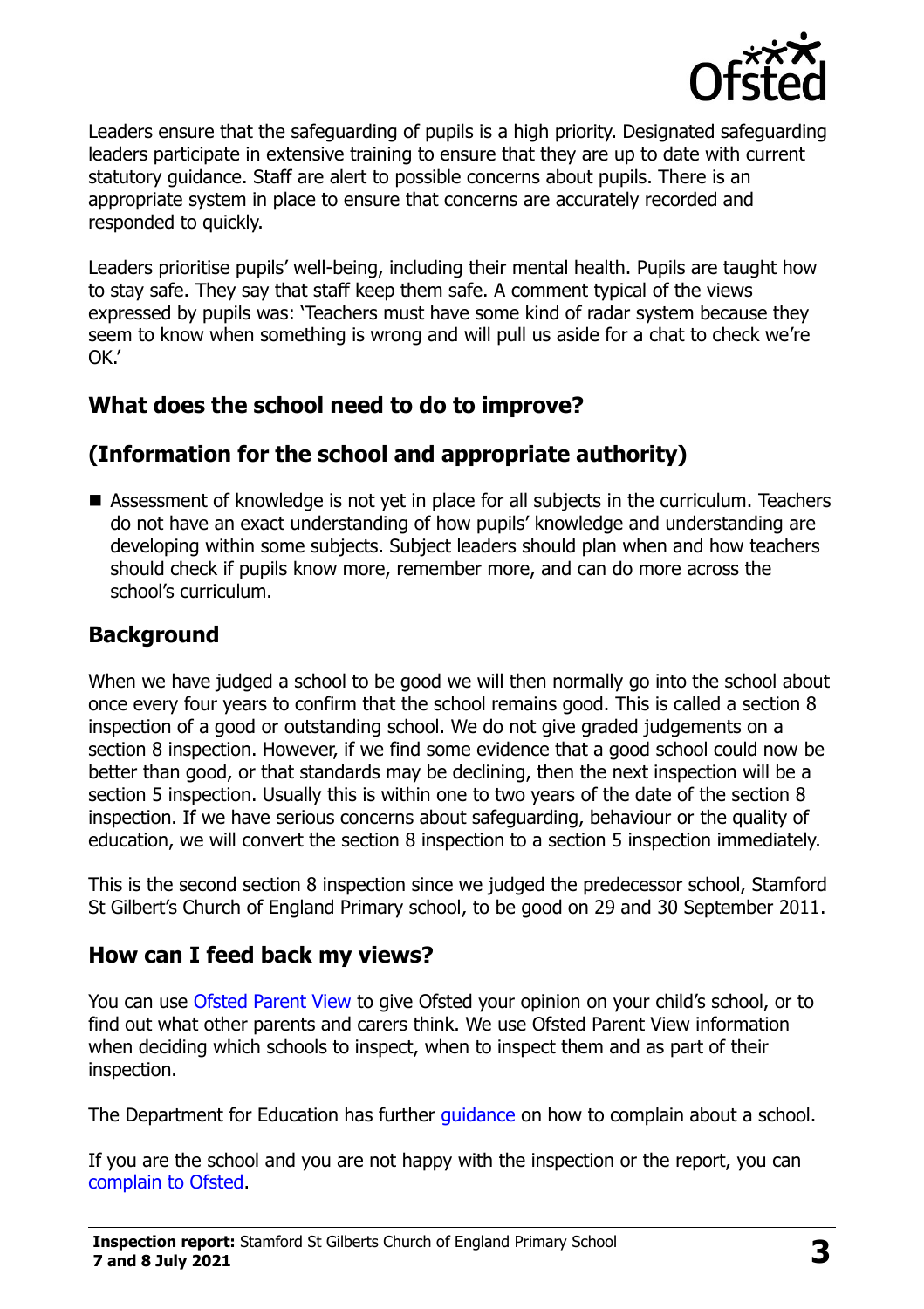Leaders ensure that the safeguarding of pupils is a high priority. Designated safeguarding leaders participate in extensive training to ensure that they are up to date with current statutory guidance. Staff are alert to possible concerns about pupils. There is an appropriate system in place to ensure that concerns are accurately recorded and responded to quickly.

Leaders prioritise pupils' well-being, including their mental health. Pupils are taught how to stay safe. They say that staff keep them safe. A comment typical of the views expressed by pupils was: 'Teachers must have some kind of radar system because they seem to know when something is wrong and will pull us aside for a chat to check we're OK.'

## What does the school need to do to improve?

## (Information for the school and appropriate authority)

- Assessment of knowledge is not yet in place for all subjects in the curriculum. Teachers do not have an exact understanding of how pupils' knowledge and understanding are developing within some subjects. Subject leaders should plan when and how teachers should check if pupils know more, remember more, and can do more across the school's curriculum.

## Background

When we have judged a school to be good we will then normally go into the school about once every four years to confirm that the school remains good. This is called a section 8 inspection of a good or outstanding school. We do not give graded judgements on a section 8 inspection. However, if we find some evidence that a good school could now be better than good, or that standards may be declining, then the next inspection will be a section 5 inspection. Usually this is within one to two years of the date of the section 8 inspection. If we have serious concerns about safeguarding, behaviour or the quality of education, we will convert the section 8 inspection to a section 5 inspection immediately.

This is the second section 8 inspection since we judged the predecessor school, Stamford St Gilbert's Church of England Primary school, to be good on 29 and 30 September 2011.

## How can I feed back my views?

You can use Ofsted Parent View to give Ofsted your opinion on your child's school, or to find out what other parents and carers think. We use Ofsted Parent View information when deciding which schools to inspect, when to inspect them and as part of their inspection.

The Department for Education has further guidance on how to complain about a school.

If you are the school and you are not happy with the inspection or the report, you can complain to Ofsted.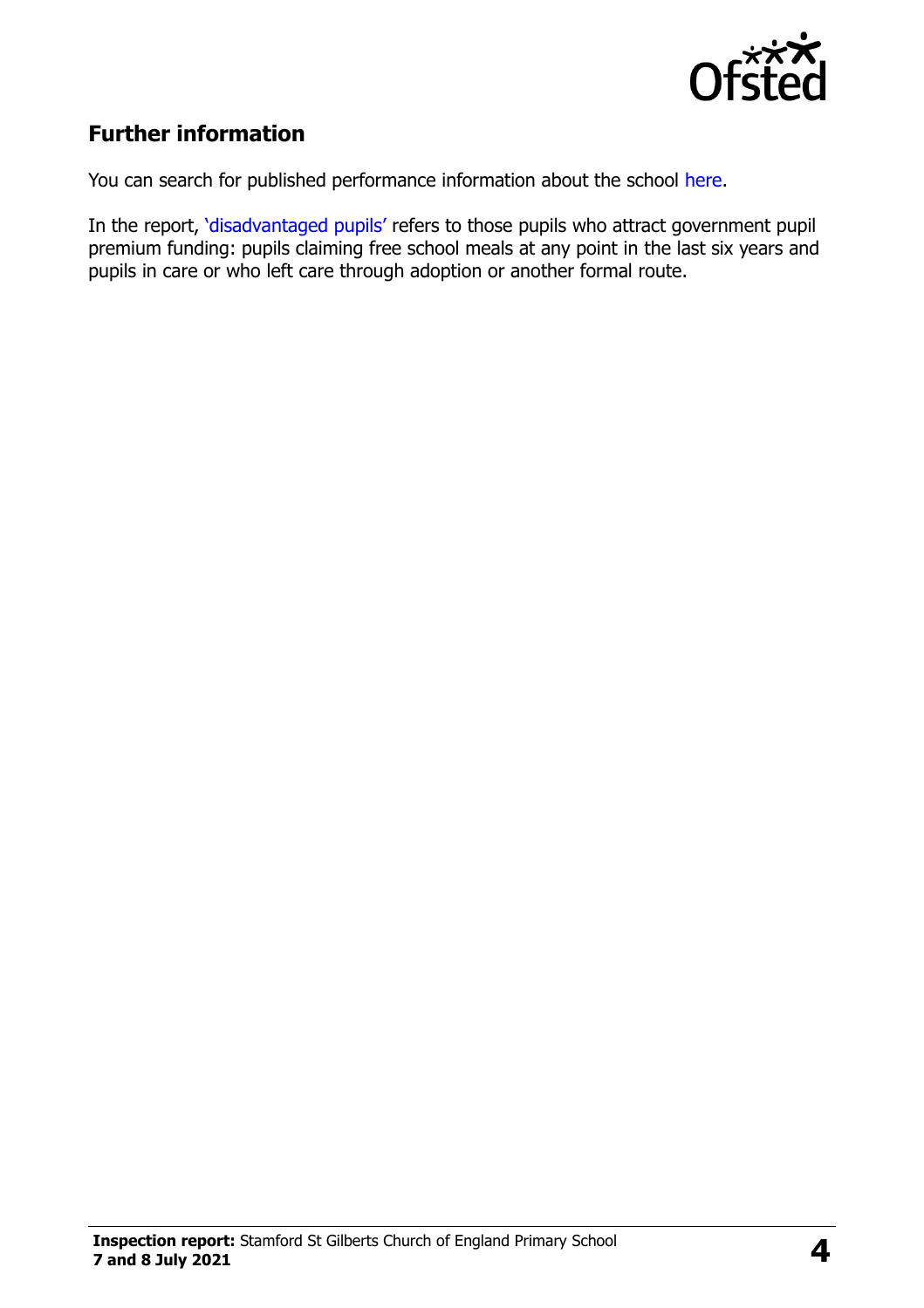## Further information

You can search for published performance information about the school here.

In the report, 'disadvantaged pupils' refers to those pupils who attract government pupil premium funding: pupils claiming free school meals at any point in the last six years and pupils in care or who left care through adoption or another formal route.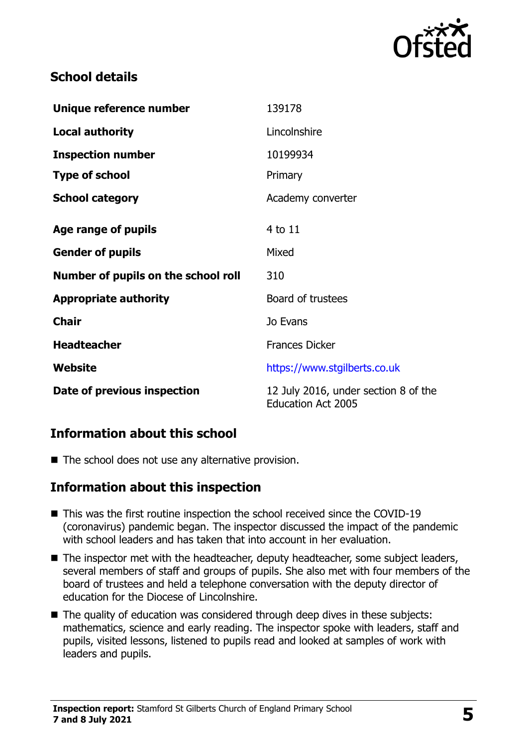## School details

| | |
|---|---|
| **Unique reference number** | 139178 |
| **Local authority** | Lincolnshire |
| **Inspection number** | 10199934 |
| **Type of school** | Primary |
| **School category** | Academy converter |
| **Age range of pupils** | 4 to 11 |
| **Gender of pupils** | Mixed |
| **Number of pupils on the school roll** | 310 |
| **Appropriate authority** | Board of trustees |
| **Chair** | Jo Evans |
| **Headteacher** | Frances Dicker |
| **Website** | https://www.stgilberts.co.uk |
| **Date of previous inspection** | 12 July 2016, under section 8 of the Education Act 2005 |

## Information about this school

- The school does not use any alternative provision.

## Information about this inspection

- This was the first routine inspection the school received since the COVID-19 (coronavirus) pandemic began. The inspector discussed the impact of the pandemic with school leaders and has taken that into account in her evaluation.
- The inspector met with the headteacher, deputy headteacher, some subject leaders, several members of staff and groups of pupils. She also met with four members of the board of trustees and held a telephone conversation with the deputy director of education for the Diocese of Lincolnshire.
- The quality of education was considered through deep dives in these subjects: mathematics, science and early reading. The inspector spoke with leaders, staff and pupils, visited lessons, listened to pupils read and looked at samples of work with leaders and pupils.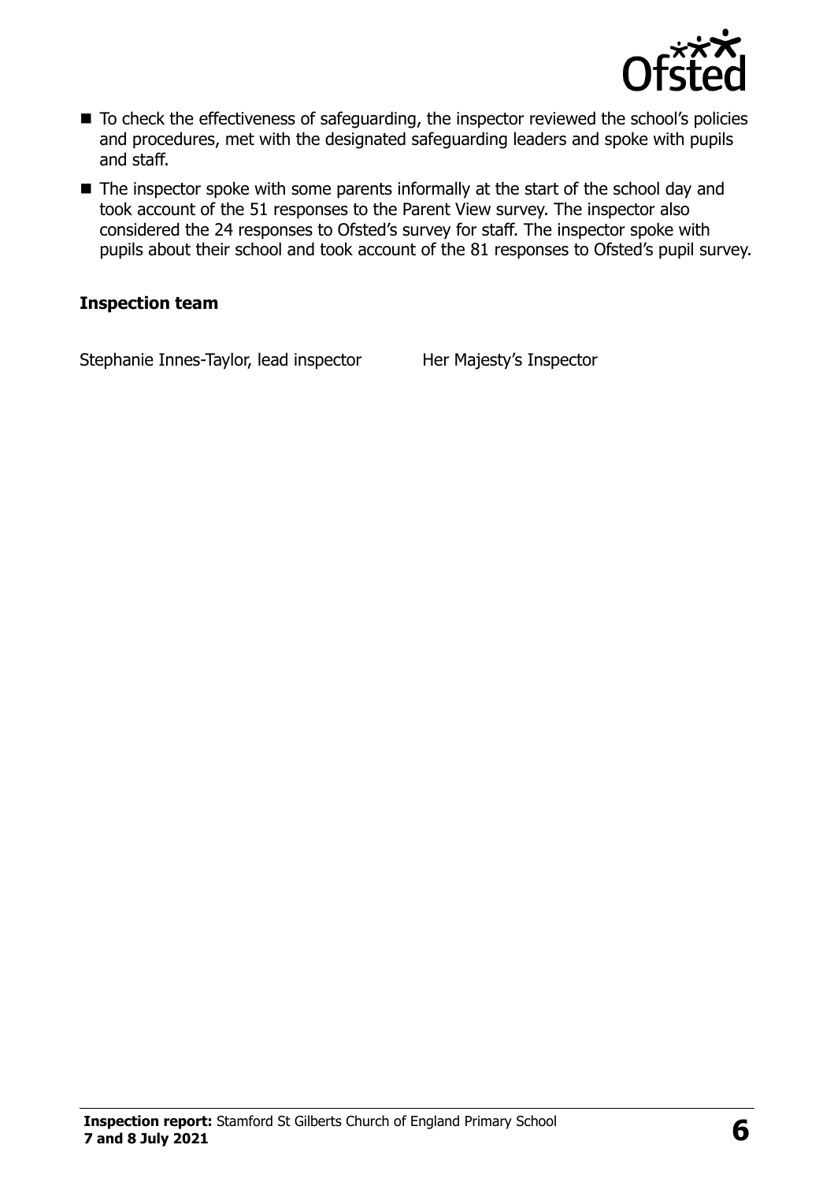- To check the effectiveness of safeguarding, the inspector reviewed the school's policies and procedures, met with the designated safeguarding leaders and spoke with pupils and staff.
- The inspector spoke with some parents informally at the start of the school day and took account of the 51 responses to the Parent View survey. The inspector also considered the 24 responses to Ofsted's survey for staff. The inspector spoke with pupils about their school and took account of the 81 responses to Ofsted's pupil survey.

### Inspection team

| | |
|---|---|
| Stephanie Innes-Taylor, lead inspector | Her Majesty's Inspector |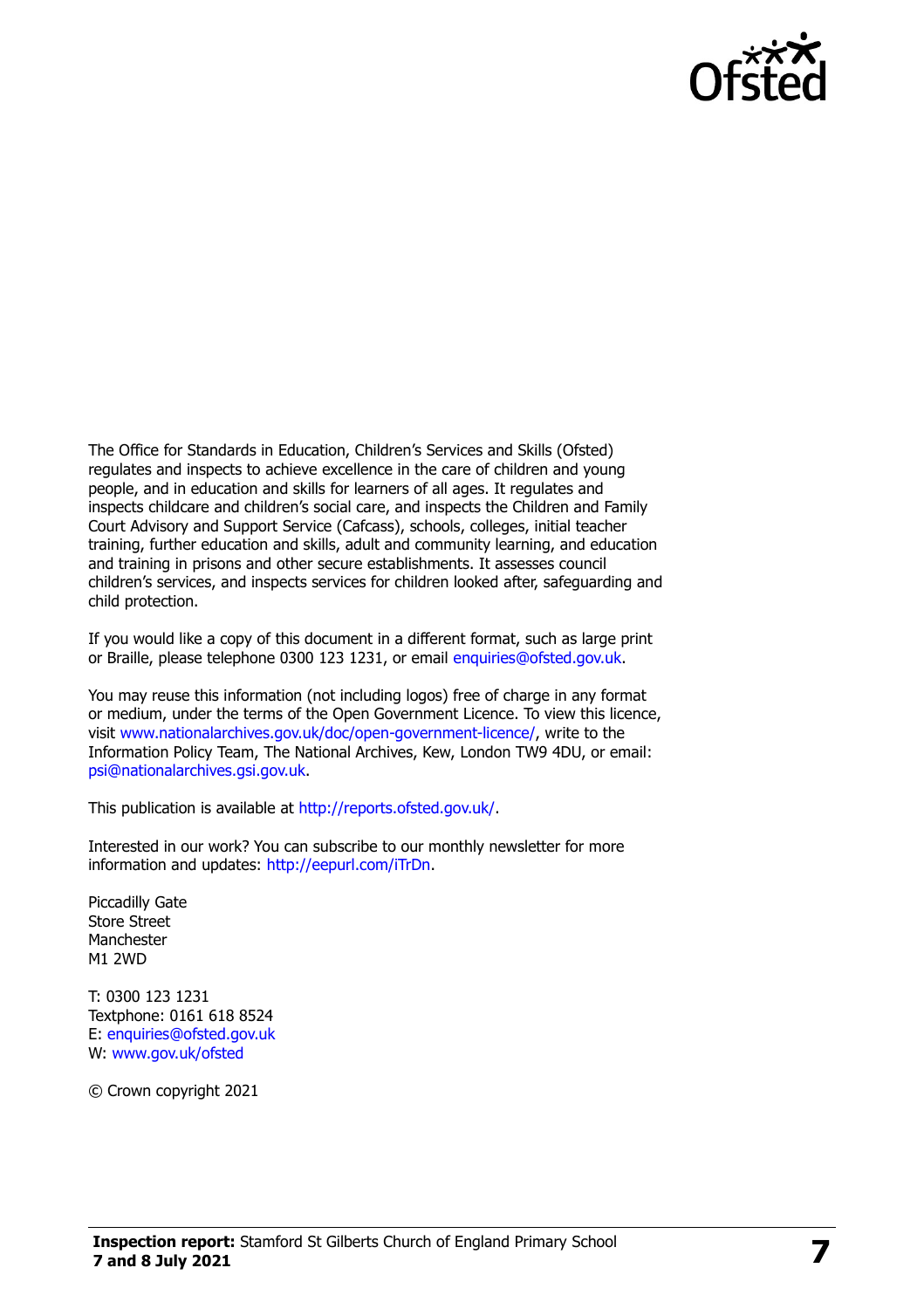The Office for Standards in Education, Children's Services and Skills (Ofsted) regulates and inspects to achieve excellence in the care of children and young people, and in education and skills for learners of all ages. It regulates and inspects childcare and children's social care, and inspects the Children and Family Court Advisory and Support Service (Cafcass), schools, colleges, initial teacher training, further education and skills, adult and community learning, and education and training in prisons and other secure establishments. It assesses council children's services, and inspects services for children looked after, safeguarding and child protection.

If you would like a copy of this document in a different format, such as large print or Braille, please telephone 0300 123 1231, or email enquiries@ofsted.gov.uk.

You may reuse this information (not including logos) free of charge in any format or medium, under the terms of the Open Government Licence. To view this licence, visit www.nationalarchives.gov.uk/doc/open-government-licence/, write to the Information Policy Team, The National Archives, Kew, London TW9 4DU, or email: psi@nationalarchives.gsi.gov.uk.

This publication is available at http://reports.ofsted.gov.uk/.

Interested in our work? You can subscribe to our monthly newsletter for more information and updates: http://eepurl.com/iTrDn.

Piccadilly Gate
Store Street
Manchester
M1 2WD

T: 0300 123 1231
Textphone: 0161 618 8524
E: enquiries@ofsted.gov.uk
W: www.gov.uk/ofsted

© Crown copyright 2021